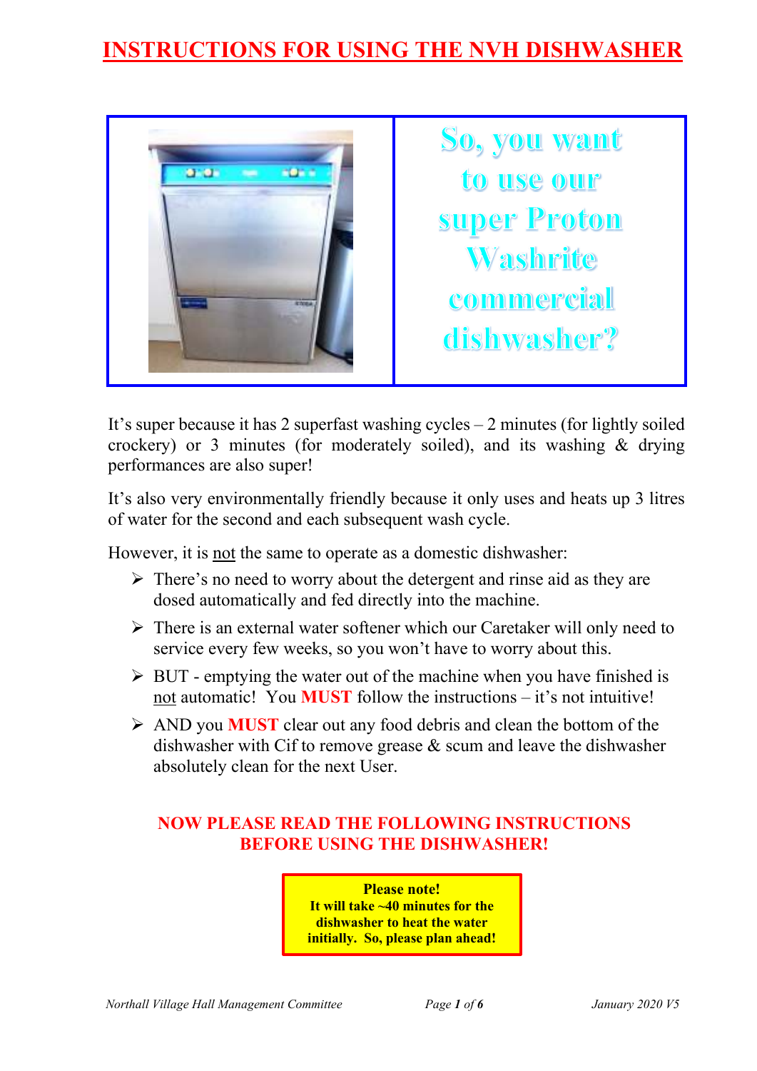# INSTRUCTIONS FOR USING THE NVH DISHWASHER

So, you want to use our super Proton Washrite commercial dishwasher?

It's super because it has 2 superfast washing cycles – 2 minutes (for lightly soiled crockery) or 3 minutes (for moderately soiled), and its washing & drying performances are also super!

It's also very environmentally friendly because it only uses and heats up 3 litres of water for the second and each subsequent wash cycle.

However, it is not the same to operate as a domestic dishwasher:

- There's no need to worry about the detergent and rinse aid as they are dosed automatically and fed directly into the machine.
- There is an external water softener which our Caretaker will only need to service every few weeks, so you won't have to worry about this.
- BUT - emptying the water out of the machine when you have finished is not automatic! You **MUST** follow the instructions – it's not intuitive!
- AND you **MUST** clear out any food debris and clean the bottom of the dishwasher with Cif to remove grease & scum and leave the dishwasher absolutely clean for the next User.

**NOW PLEASE READ THE FOLLOWING INSTRUCTIONS BEFORE USING THE DISHWASHER!**

**Please note!**
**It will take ~40 minutes for the dishwasher to heat the water initially. So, please plan ahead!**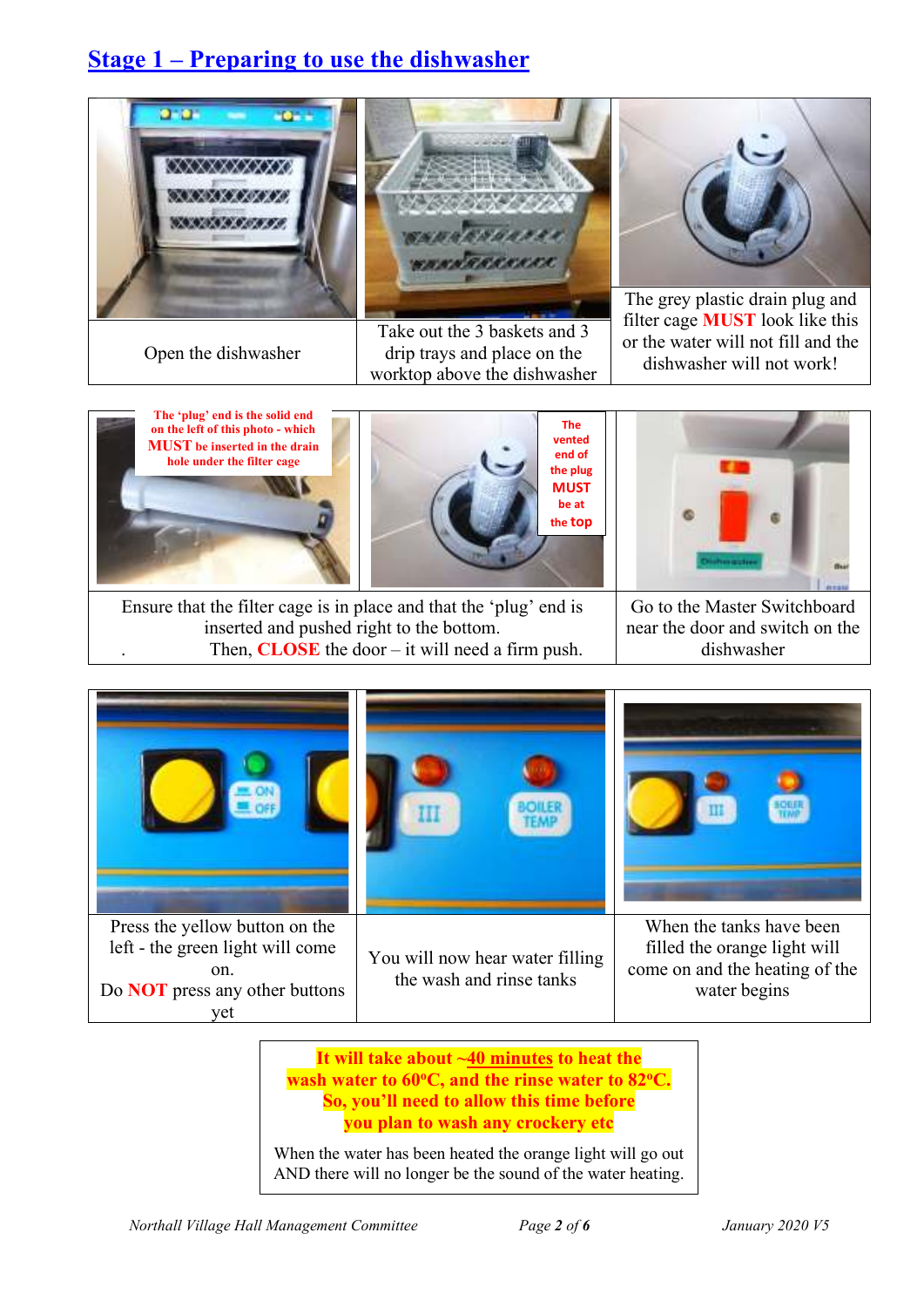# Stage 1 – Preparing to use the dishwasher

| | | |
|---|---|---|
| Open the dishwasher | Take out the 3 baskets and 3 drip trays and place on the worktop above the dishwasher | The grey plastic drain plug and filter cage **MUST** look like this or the water will not fill and the dishwasher will not work! |

**The 'plug' end is the solid end on the left of this photo - which MUST be inserted in the drain hole under the filter cage**

**The vented end of the plug MUST be at the top**

| | |
|---|---|
| Ensure that the filter cage is in place and that the 'plug' end is inserted and pushed right to the bottom. Then, **CLOSE** the door – it will need a firm push. | Go to the Master Switchboard near the door and switch on the dishwasher |

| | | |
|---|---|---|
| Press the yellow button on the left - the green light will come on. Do **NOT** press any other buttons yet | You will now hear water filling the wash and rinse tanks | When the tanks have been filled the orange light will come on and the heating of the water begins |

**It will take about ~<u>40 minutes</u> to heat the wash water to 60°C, and the rinse water to 82°C. So, you'll need to allow this time before you plan to wash any crockery etc**

When the water has been heated the orange light will go out AND there will no longer be the sound of the water heating.

*Northall Village Hall Management Committee* — *January 2020 V5*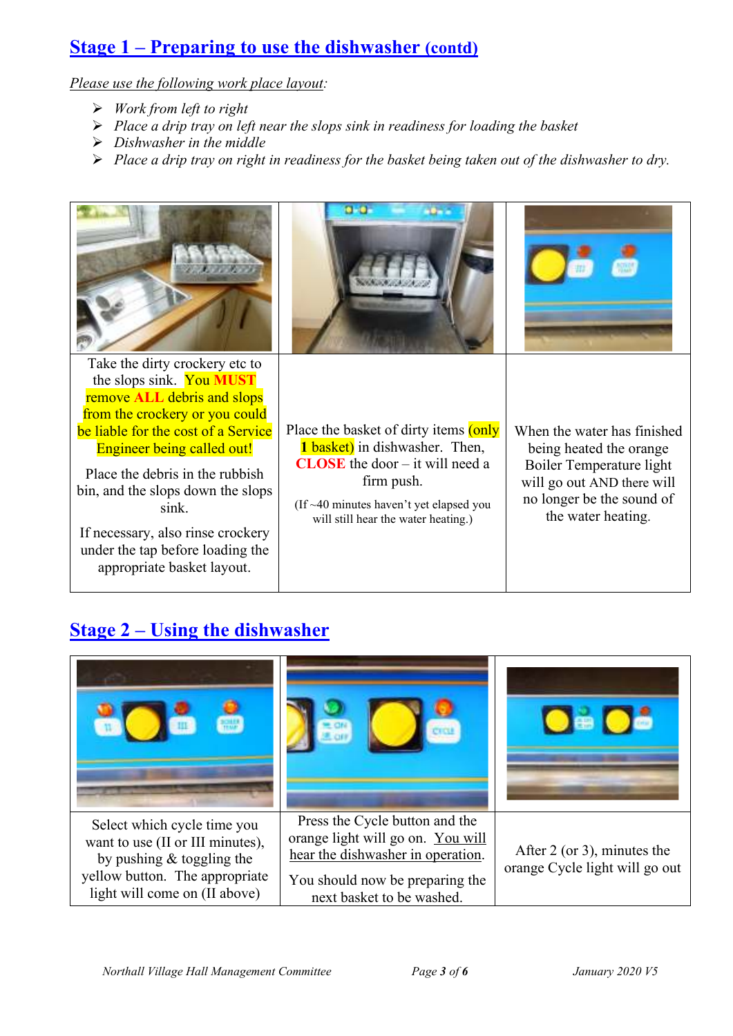## Stage 1 – Preparing to use the dishwasher (contd)

*Please use the following work place layout:*

- *Work from left to right*
- *Place a drip tray on left near the slops sink in readiness for loading the basket*
- *Dishwasher in the middle*
- *Place a drip tray on right in readiness for the basket being taken out of the dishwasher to dry.*

| | | |
|---|---|---|
| Take the dirty crockery etc to the slops sink. **You MUST remove ALL debris and slops from the crockery or you could be liable for the cost of a Service Engineer being called out!** Place the debris in the rubbish bin, and the slops down the slops sink. If necessary, also rinse crockery under the tap before loading the appropriate basket layout. | Place the basket of dirty items **(only 1 basket)** in dishwasher. Then, **CLOSE** the door – it will need a firm push. (If ~40 minutes haven't yet elapsed you will still hear the water heating.) | When the water has finished being heated the orange Boiler Temperature light will go out AND there will no longer be the sound of the water heating. |

## Stage 2 – Using the dishwasher

| | | |
|---|---|---|
| Select which cycle time you want to use (II or III minutes), by pushing & toggling the yellow button. The appropriate light will come on (II above) | Press the Cycle button and the orange light will go on. You will hear the dishwasher in operation. You should now be preparing the next basket to be washed. | After 2 (or 3), minutes the orange Cycle light will go out |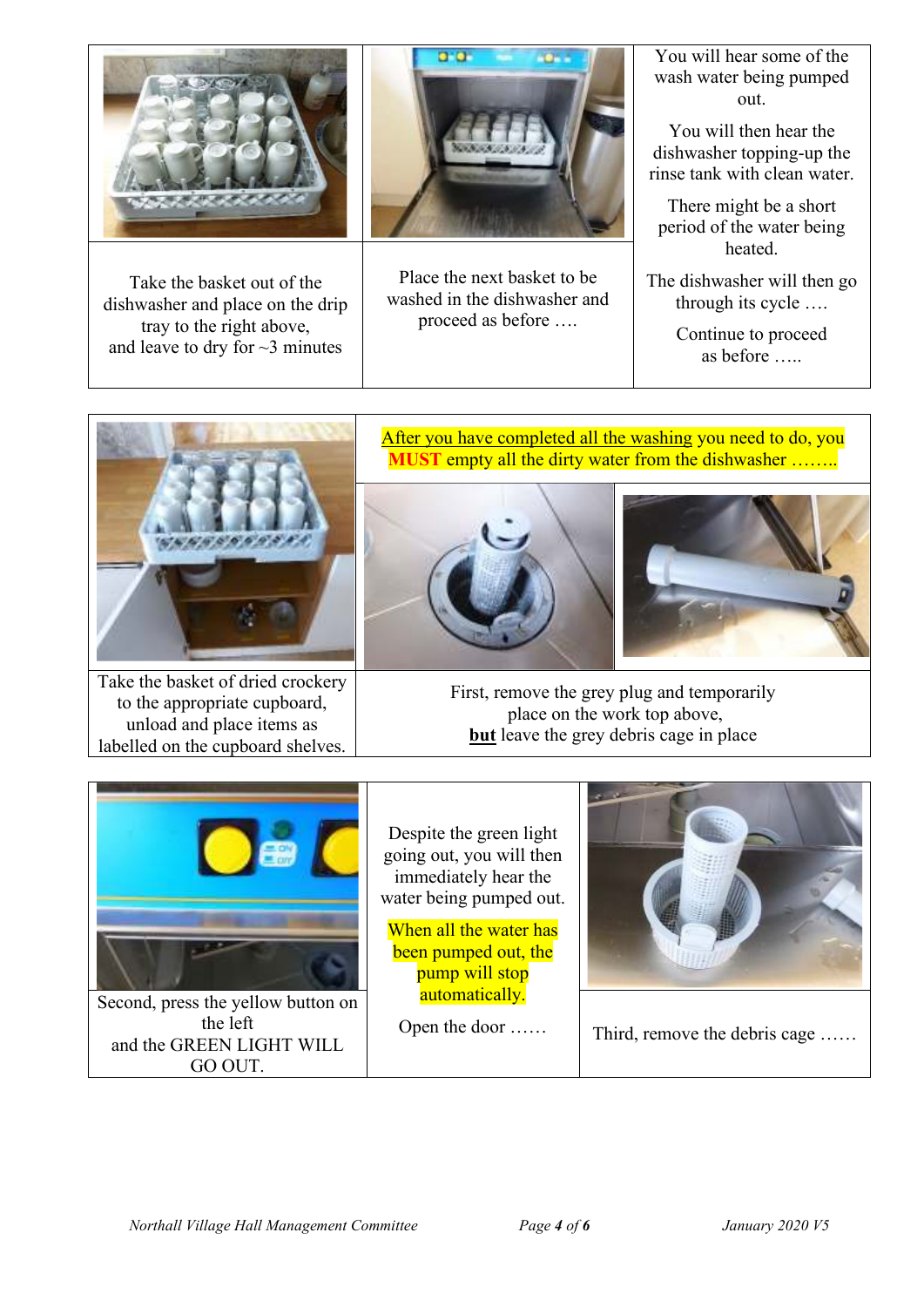| | | |
|---|---|---|
| | | You will hear some of the wash water being pumped out.<br><br>You will then hear the dishwasher topping-up the rinse tank with clean water.<br><br>There might be a short period of the water being heated.<br><br>The dishwasher will then go through its cycle ….<br><br>Continue to proceed as before ….. |
| Take the basket out of the dishwasher and place on the drip tray to the right above, and leave to dry for ~3 minutes | Place the next basket to be washed in the dishwasher and proceed as before …. | |

| | | |
|---|---|---|
| | After you have completed all the washing you need to do, you **MUST** empty all the dirty water from the dishwasher …….. | |
| Take the basket of dried crockery to the appropriate cupboard, unload and place items as labelled on the cupboard shelves. | First, remove the grey plug and temporarily place on the work top above, **but** leave the grey debris cage in place | |

| | | |
|---|---|---|
| | Despite the green light going out, you will then immediately hear the water being pumped out.<br><br>When all the water has been pumped out, the pump will stop automatically.<br><br>Open the door …… | |
| Second, press the yellow button on the left and the GREEN LIGHT WILL GO OUT. | | Third, remove the debris cage …… |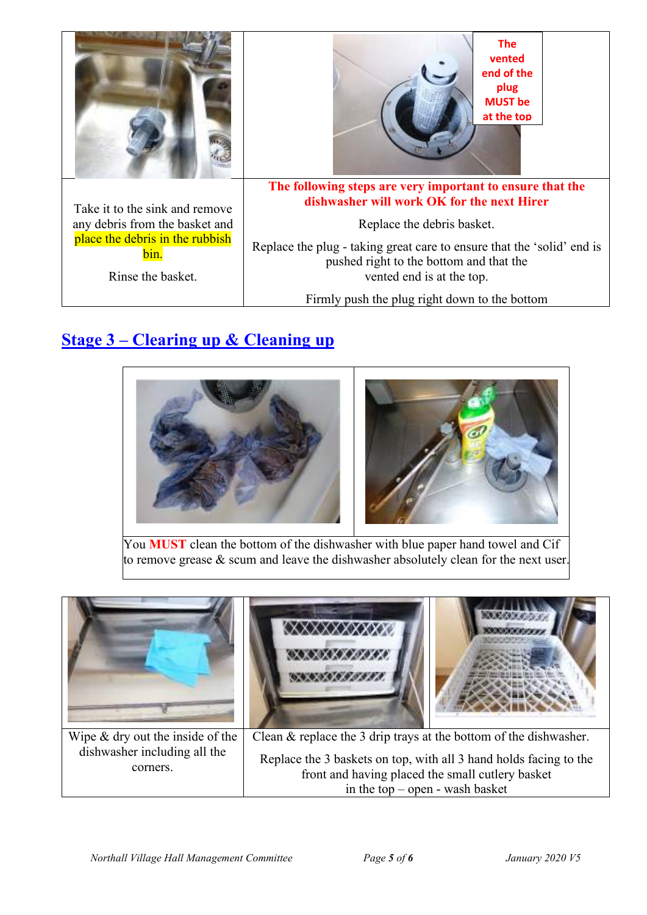| | |
|---|---|
| | The vented end of the plug MUST be at the top |
| Take it to the sink and remove any debris from the basket and place the debris in the rubbish bin.<br><br>Rinse the basket. | **The following steps are very important to ensure that the dishwasher will work OK for the next Hirer**<br><br>Replace the debris basket.<br><br>Replace the plug - taking great care to ensure that the 'solid' end is pushed right to the bottom and that the vented end is at the top.<br><br>Firmly push the plug right down to the bottom |

## Stage 3 – Clearing up & Cleaning up

You **MUST** clean the bottom of the dishwasher with blue paper hand towel and Cif to remove grease & scum and leave the dishwasher absolutely clean for the next user.

| | |
|---|---|
| Wipe & dry out the inside of the dishwasher including all the corners. | Clean & replace the 3 drip trays at the bottom of the dishwasher.<br><br>Replace the 3 baskets on top, with all 3 hand holds facing to the front and having placed the small cutlery basket in the top – open - wash basket |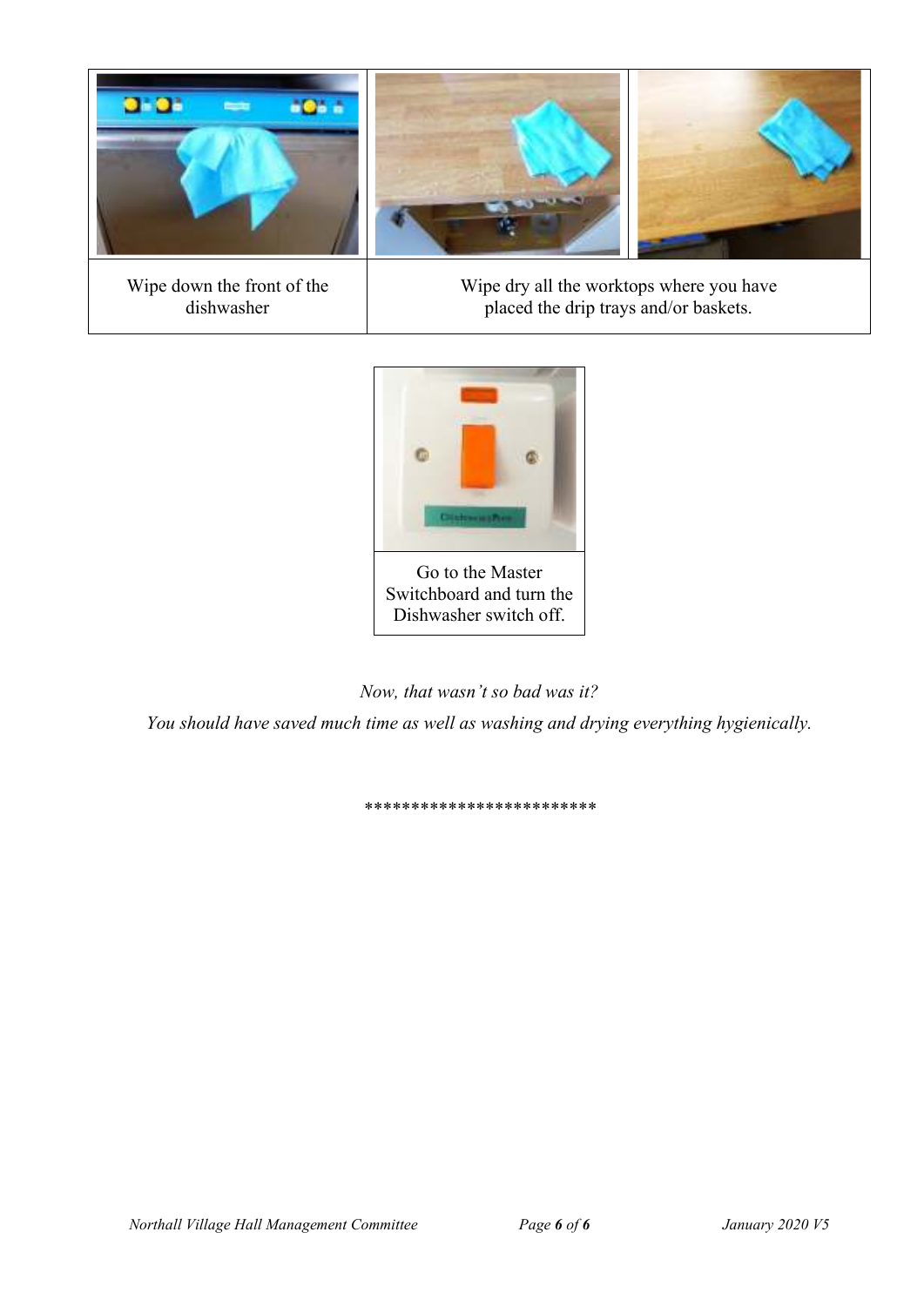| | |
|---|---|
| Wipe down the front of the dishwasher | Wipe dry all the worktops where you have placed the drip trays and/or baskets. |

| |
|---|
| Go to the Master Switchboard and turn the Dishwasher switch off. |

*Now, that wasn't so bad was it?*

*You should have saved much time as well as washing and drying everything hygienically.*

************************